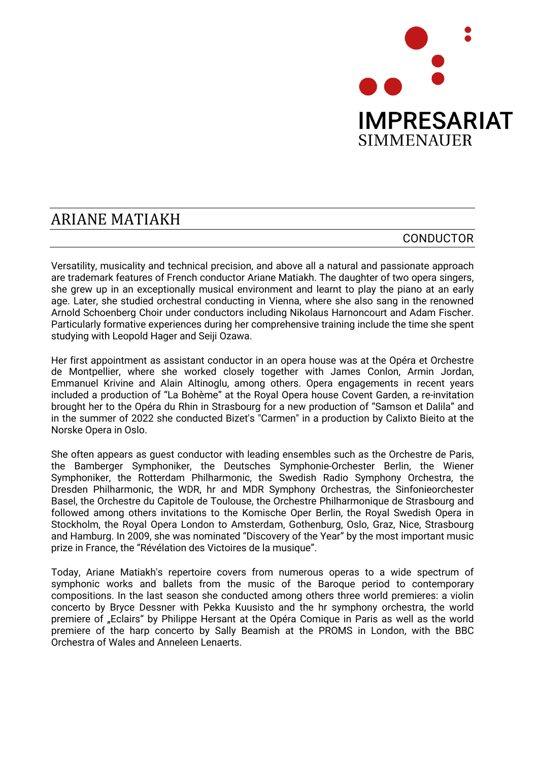IMPRESARIAT
SIMMENAUER

# ARIANE MATIAKH

CONDUCTOR

Versatility, musicality and technical precision, and above all a natural and passionate approach are trademark features of French conductor Ariane Matiakh. The daughter of two opera singers, she grew up in an exceptionally musical environment and learnt to play the piano at an early age. Later, she studied orchestral conducting in Vienna, where she also sang in the renowned Arnold Schoenberg Choir under conductors including Nikolaus Harnoncourt and Adam Fischer. Particularly formative experiences during her comprehensive training include the time she spent studying with Leopold Hager and Seiji Ozawa.

Her first appointment as assistant conductor in an opera house was at the Opéra et Orchestre de Montpellier, where she worked closely together with James Conlon, Armin Jordan, Emmanuel Krivine and Alain Altinoglu, among others. Opera engagements in recent years included a production of “La Bohème” at the Royal Opera house Covent Garden, a re-invitation brought her to the Opéra du Rhin in Strasbourg for a new production of “Samson et Dalila” and in the summer of 2022 she conducted Bizet's "Carmen" in a production by Calixto Bieito at the Norske Opera in Oslo.

She often appears as guest conductor with leading ensembles such as the Orchestre de Paris, the Bamberger Symphoniker, the Deutsches Symphonie-Orchester Berlin, the Wiener Symphoniker, the Rotterdam Philharmonic, the Swedish Radio Symphony Orchestra, the Dresden Philharmonic, the WDR, hr and MDR Symphony Orchestras, the Sinfonieorchester Basel, the Orchestre du Capitole de Toulouse, the Orchestre Philharmonique de Strasbourg and followed among others invitations to the Komische Oper Berlin, the Royal Swedish Opera in Stockholm, the Royal Opera London to Amsterdam, Gothenburg, Oslo, Graz, Nice, Strasbourg and Hamburg. In 2009, she was nominated “Discovery of the Year” by the most important music prize in France, the “Révélation des Victoires de la musique”.

Today, Ariane Matiakh's repertoire covers from numerous operas to a wide spectrum of symphonic works and ballets from the music of the Baroque period to contemporary compositions. In the last season she conducted among others three world premieres: a violin concerto by Bryce Dessner with Pekka Kuusisto and the hr symphony orchestra, the world premiere of „Eclairs“ by Philippe Hersant at the Opéra Comique in Paris as well as the world premiere of the harp concerto by Sally Beamish at the PROMS in London, with the BBC Orchestra of Wales and Anneleen Lenaerts.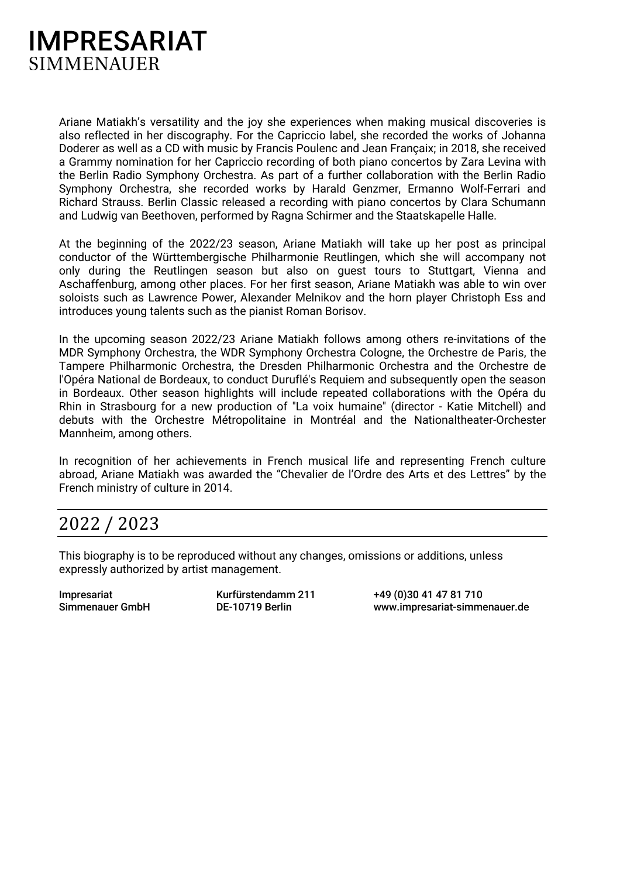Ariane Matiakh's versatility and the joy she experiences when making musical discoveries is also reflected in her discography. For the Capriccio label, she recorded the works of Johanna Doderer as well as a CD with music by Francis Poulenc and Jean Françaix; in 2018, she received a Grammy nomination for her Capriccio recording of both piano concertos by Zara Levina with the Berlin Radio Symphony Orchestra. As part of a further collaboration with the Berlin Radio Symphony Orchestra, she recorded works by Harald Genzmer, Ermanno Wolf-Ferrari and Richard Strauss. Berlin Classic released a recording with piano concertos by Clara Schumann and Ludwig van Beethoven, performed by Ragna Schirmer and the Staatskapelle Halle.

At the beginning of the 2022/23 season, Ariane Matiakh will take up her post as principal conductor of the Württembergische Philharmonie Reutlingen, which she will accompany not only during the Reutlingen season but also on guest tours to Stuttgart, Vienna and Aschaffenburg, among other places. For her first season, Ariane Matiakh was able to win over soloists such as Lawrence Power, Alexander Melnikov and the horn player Christoph Ess and introduces young talents such as the pianist Roman Borisov.

In the upcoming season 2022/23 Ariane Matiakh follows among others re-invitations of the MDR Symphony Orchestra, the WDR Symphony Orchestra Cologne, the Orchestre de Paris, the Tampere Philharmonic Orchestra, the Dresden Philharmonic Orchestra and the Orchestre de l'Opéra National de Bordeaux, to conduct Duruflé's Requiem and subsequently open the season in Bordeaux. Other season highlights will include repeated collaborations with the Opéra du Rhin in Strasbourg for a new production of "La voix humaine" (director - Katie Mitchell) and debuts with the Orchestre Métropolitaine in Montréal and the Nationaltheater-Orchester Mannheim, among others.

In recognition of her achievements in French musical life and representing French culture abroad, Ariane Matiakh was awarded the "Chevalier de l'Ordre des Arts et des Lettres" by the French ministry of culture in 2014.

## 2022 / 2023

This biography is to be reproduced without any changes, omissions or additions, unless expressly authorized by artist management.

Impresariat Simmenauer GmbH
Kurfürstendamm 211
DE-10719 Berlin
+49 (0)30 41 47 81 710
www.impresariat-simmenauer.de